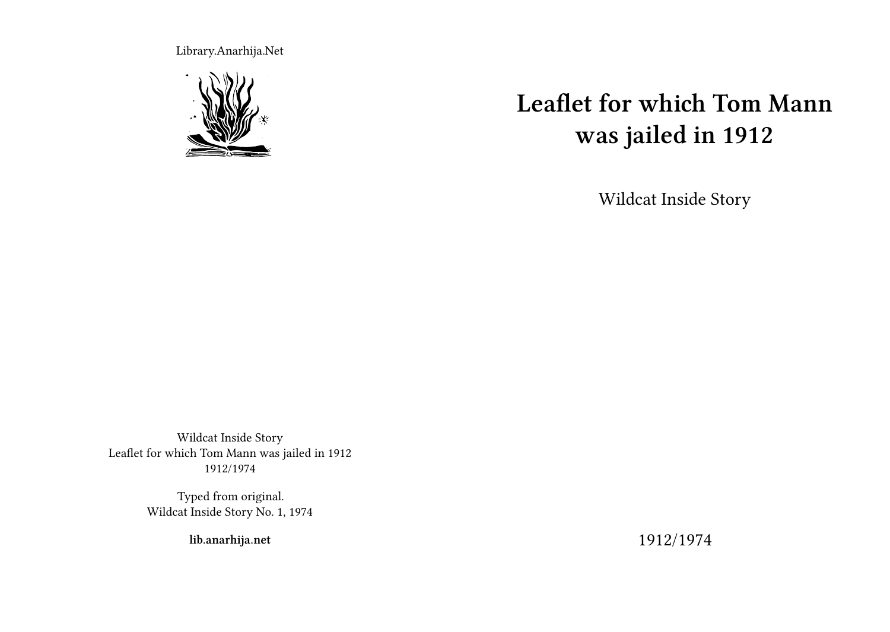Library.Anarhija.Net

# Leaflet for which Tom Mann was jailed in 1912

Wildcat Inside Story

1912/1974

Wildcat Inside Story
Leaflet for which Tom Mann was jailed in 1912
1912/1974

Typed from original.
Wildcat Inside Story No. 1, 1974

**lib.anarhija.net**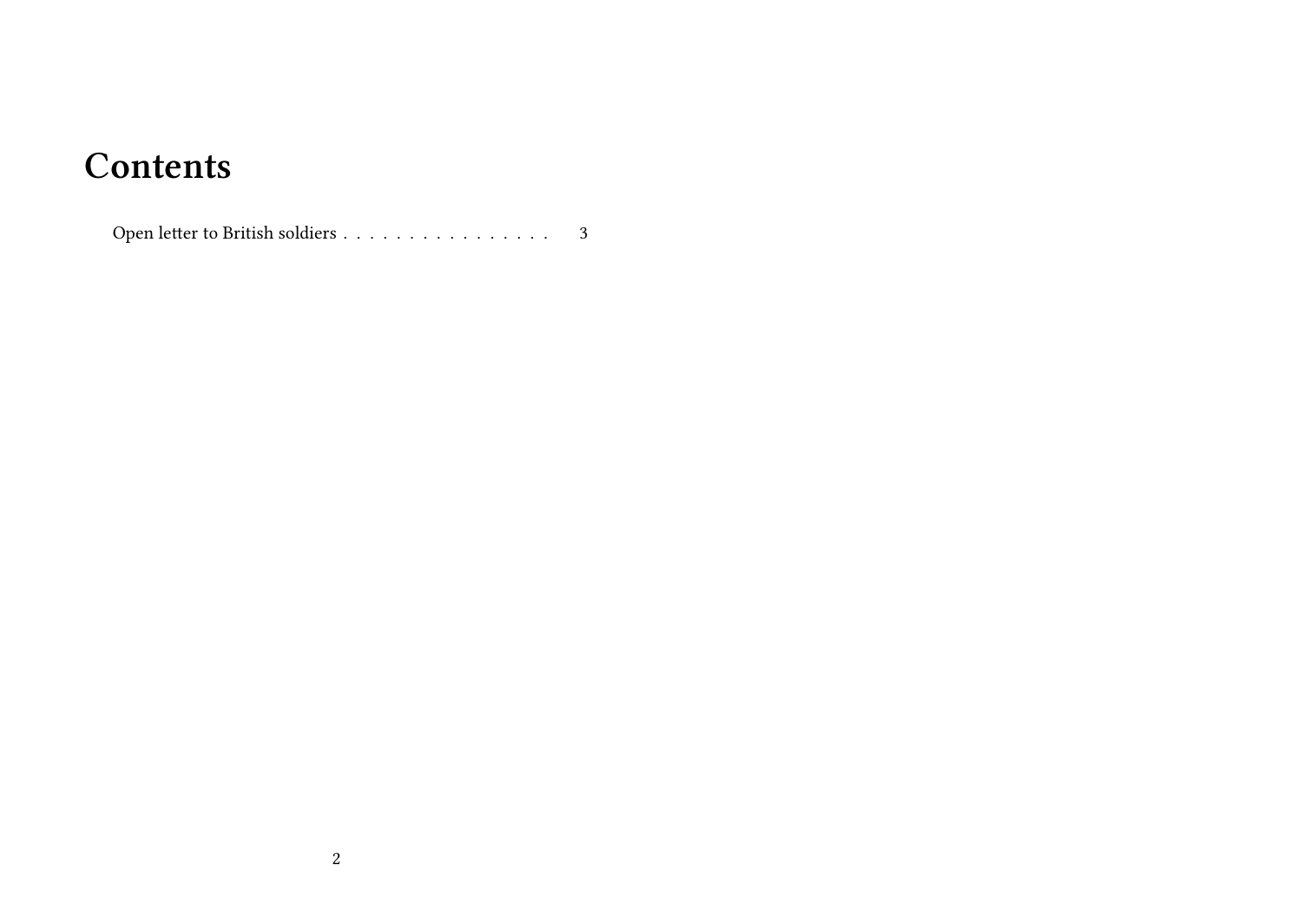# Contents

Open letter to British soldiers . . . . . . . . . . . . . . . . 3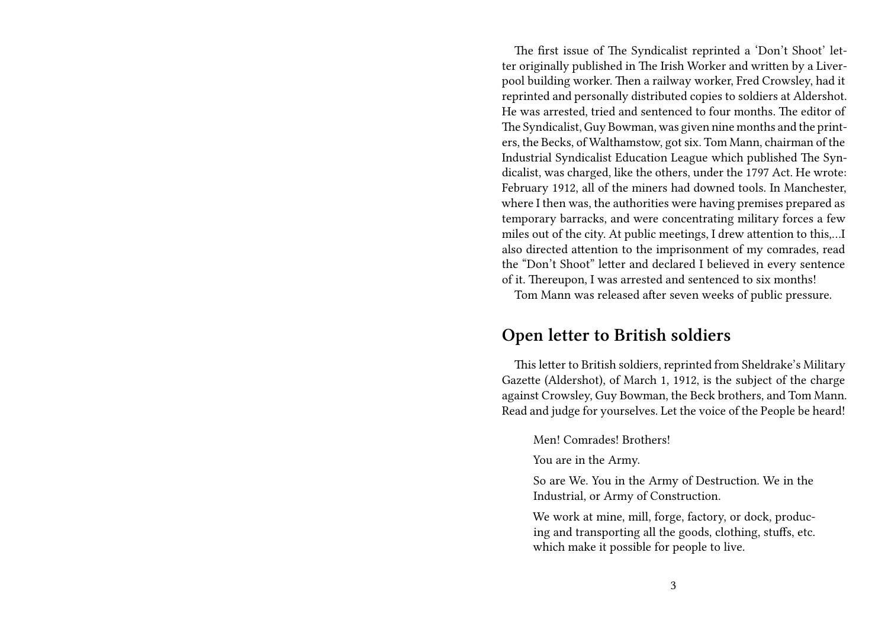The first issue of The Syndicalist reprinted a 'Don't Shoot' letter originally published in The Irish Worker and written by a Liverpool building worker. Then a railway worker, Fred Crowsley, had it reprinted and personally distributed copies to soldiers at Aldershot. He was arrested, tried and sentenced to four months. The editor of The Syndicalist, Guy Bowman, was given nine months and the printers, the Becks, of Walthamstow, got six. Tom Mann, chairman of the Industrial Syndicalist Education League which published The Syndicalist, was charged, like the others, under the 1797 Act. He wrote: February 1912, all of the miners had downed tools. In Manchester, where I then was, the authorities were having premises prepared as temporary barracks, and were concentrating military forces a few miles out of the city. At public meetings, I drew attention to this,…I also directed attention to the imprisonment of my comrades, read the "Don't Shoot" letter and declared I believed in every sentence of it. Thereupon, I was arrested and sentenced to six months!

Tom Mann was released after seven weeks of public pressure.

## Open letter to British soldiers

This letter to British soldiers, reprinted from Sheldrake's Military Gazette (Aldershot), of March 1, 1912, is the subject of the charge against Crowsley, Guy Bowman, the Beck brothers, and Tom Mann. Read and judge for yourselves. Let the voice of the People be heard!

> Men! Comrades! Brothers!
>
> You are in the Army.
>
> So are We. You in the Army of Destruction. We in the Industrial, or Army of Construction.
>
> We work at mine, mill, forge, factory, or dock, producing and transporting all the goods, clothing, stuffs, etc. which make it possible for people to live.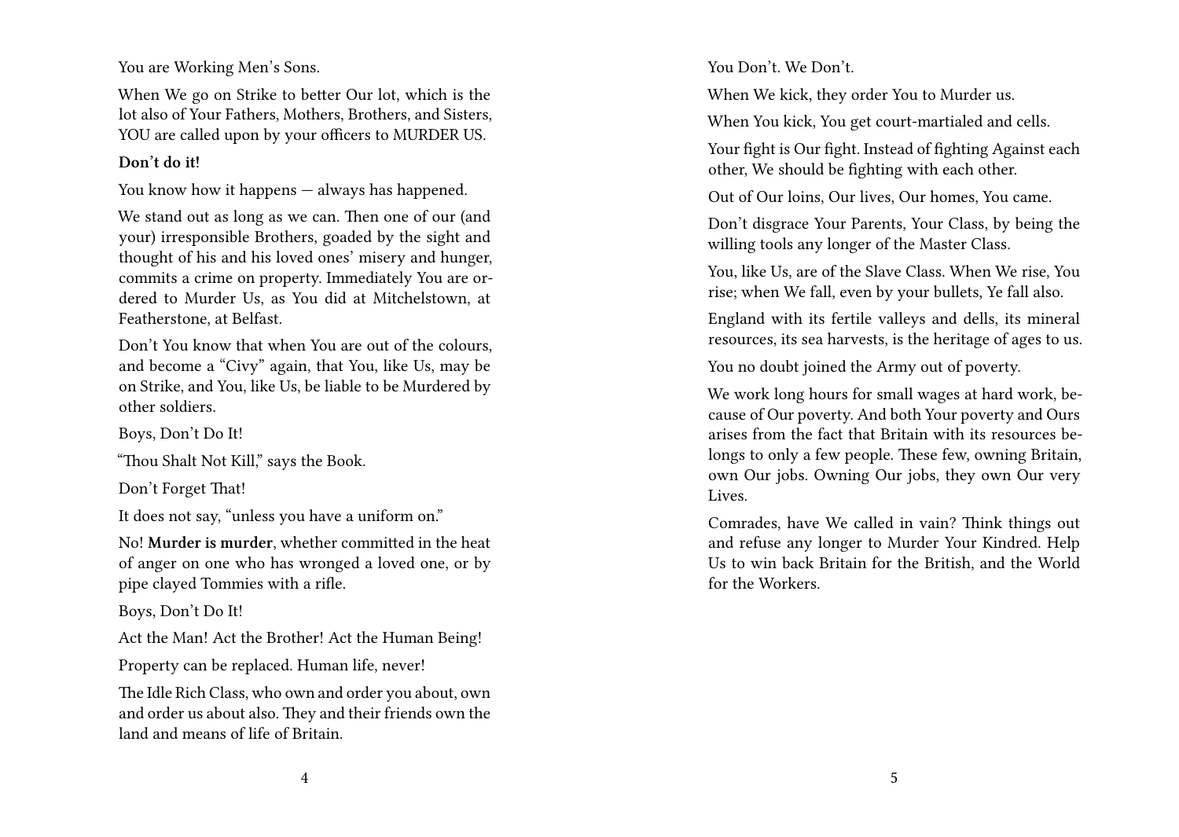You are Working Men's Sons.

When We go on Strike to better Our lot, which is the lot also of Your Fathers, Mothers, Brothers, and Sisters, YOU are called upon by your officers to MURDER US.

**Don't do it!**

You know how it happens — always has happened.

We stand out as long as we can. Then one of our (and your) irresponsible Brothers, goaded by the sight and thought of his and his loved ones' misery and hunger, commits a crime on property. Immediately You are ordered to Murder Us, as You did at Mitchelstown, at Featherstone, at Belfast.

Don't You know that when You are out of the colours, and become a "Civy" again, that You, like Us, may be on Strike, and You, like Us, be liable to be Murdered by other soldiers.

Boys, Don't Do It!

"Thou Shalt Not Kill," says the Book.

Don't Forget That!

It does not say, "unless you have a uniform on."

No! **Murder is murder**, whether committed in the heat of anger on one who has wronged a loved one, or by pipe clayed Tommies with a rifle.

Boys, Don't Do It!

Act the Man! Act the Brother! Act the Human Being!

Property can be replaced. Human life, never!

The Idle Rich Class, who own and order you about, own and order us about also. They and their friends own the land and means of life of Britain.

You Don't. We Don't.

When We kick, they order You to Murder us.

When You kick, You get court-martialed and cells.

Your fight is Our fight. Instead of fighting Against each other, We should be fighting with each other.

Out of Our loins, Our lives, Our homes, You came.

Don't disgrace Your Parents, Your Class, by being the willing tools any longer of the Master Class.

You, like Us, are of the Slave Class. When We rise, You rise; when We fall, even by your bullets, Ye fall also.

England with its fertile valleys and dells, its mineral resources, its sea harvests, is the heritage of ages to us.

You no doubt joined the Army out of poverty.

We work long hours for small wages at hard work, because of Our poverty. And both Your poverty and Ours arises from the fact that Britain with its resources belongs to only a few people. These few, owning Britain, own Our jobs. Owning Our jobs, they own Our very Lives.

Comrades, have We called in vain? Think things out and refuse any longer to Murder Your Kindred. Help Us to win back Britain for the British, and the World for the Workers.